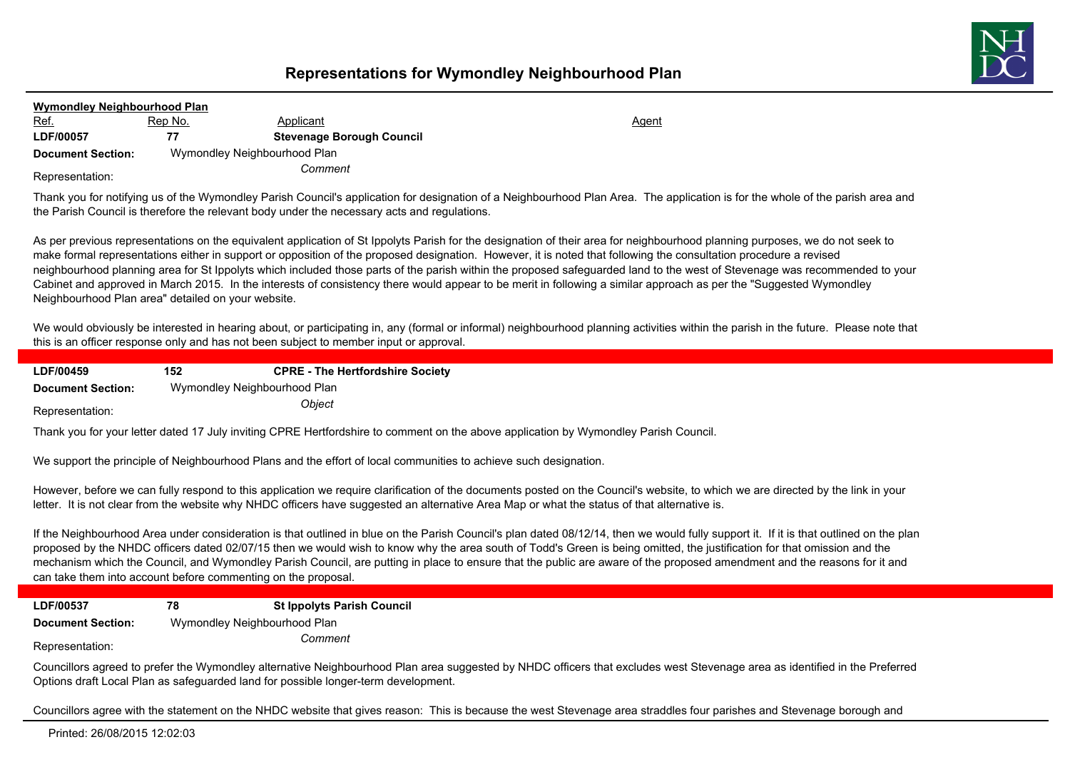# Representations for Wymondley Neighbourhood Plan

**Wymondley Neighbourhood Plan**

| Ref. | Rep No. | Applicant | Agent |
|---|---|---|---|
| **LDF/00057** | **77** | **Stevenage Borough Council** | |

**Document Section:** Wymondley Neighbourhood Plan

Representation: *Comment*

Thank you for notifying us of the Wymondley Parish Council's application for designation of a Neighbourhood Plan Area. The application is for the whole of the parish area and the Parish Council is therefore the relevant body under the necessary acts and regulations.

As per previous representations on the equivalent application of St Ippolyts Parish for the designation of their area for neighbourhood planning purposes, we do not seek to make formal representations either in support or opposition of the proposed designation. However, it is noted that following the consultation procedure a revised neighbourhood planning area for St Ippolyts which included those parts of the parish within the proposed safeguarded land to the west of Stevenage was recommended to your Cabinet and approved in March 2015. In the interests of consistency there would appear to be merit in following a similar approach as per the "Suggested Wymondley Neighbourhood Plan area" detailed on your website.

We would obviously be interested in hearing about, or participating in, any (formal or informal) neighbourhood planning activities within the parish in the future. Please note that this is an officer response only and has not been subject to member input or approval.

---

| | | | |
|---|---|---|---|
| **LDF/00459** | **152** | **CPRE - The Hertfordshire Society** | |

**Document Section:** Wymondley Neighbourhood Plan

Representation: *Object*

Thank you for your letter dated 17 July inviting CPRE Hertfordshire to comment on the above application by Wymondley Parish Council.

We support the principle of Neighbourhood Plans and the effort of local communities to achieve such designation.

However, before we can fully respond to this application we require clarification of the documents posted on the Council's website, to which we are directed by the link in your letter. It is not clear from the website why NHDC officers have suggested an alternative Area Map or what the status of that alternative is.

If the Neighbourhood Area under consideration is that outlined in blue on the Parish Council's plan dated 08/12/14, then we would fully support it. If it is that outlined on the plan proposed by the NHDC officers dated 02/07/15 then we would wish to know why the area south of Todd's Green is being omitted, the justification for that omission and the mechanism which the Council, and Wymondley Parish Council, are putting in place to ensure that the public are aware of the proposed amendment and the reasons for it and can take them into account before commenting on the proposal.

---

| | | | |
|---|---|---|---|
| **LDF/00537** | **78** | **St Ippolyts Parish Council** | |

**Document Section:** Wymondley Neighbourhood Plan

Representation: *Comment*

Councillors agreed to prefer the Wymondley alternative Neighbourhood Plan area suggested by NHDC officers that excludes west Stevenage area as identified in the Preferred Options draft Local Plan as safeguarded land for possible longer-term development.

Councillors agree with the statement on the NHDC website that gives reason: This is because the west Stevenage area straddles four parishes and Stevenage borough and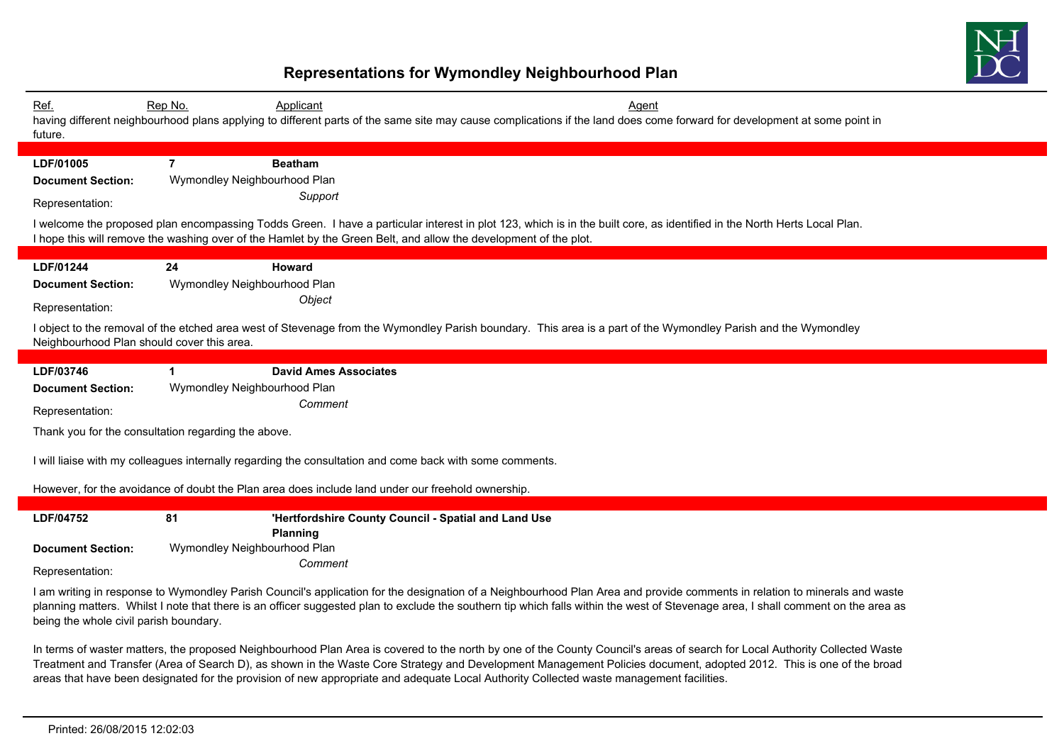# Representations for Wymondley Neighbourhood Plan

| Ref. | Rep No. | Applicant | Agent |
|---|---|---|---|

having different neighbourhood plans applying to different parts of the same site may cause complications if the land does come forward for development at some point in future.

---

**LDF/01005** | **7** | **Beatham**

**Document Section:** Wymondley Neighbourhood Plan

Representation: *Support*

I welcome the proposed plan encompassing Todds Green. I have a particular interest in plot 123, which is in the built core, as identified in the North Herts Local Plan. I hope this will remove the washing over of the Hamlet by the Green Belt, and allow the development of the plot.

---

**LDF/01244** | **24** | **Howard**

**Document Section:** Wymondley Neighbourhood Plan

Representation: *Object*

I object to the removal of the etched area west of Stevenage from the Wymondley Parish boundary. This area is a part of the Wymondley Parish and the Wymondley Neighbourhood Plan should cover this area.

---

**LDF/03746** | **1** | **David Ames Associates**

**Document Section:** Wymondley Neighbourhood Plan

Representation: *Comment*

Thank you for the consultation regarding the above.

I will liaise with my colleagues internally regarding the consultation and come back with some comments.

However, for the avoidance of doubt the Plan area does include land under our freehold ownership.

---

**LDF/04752** | **81** | **'Hertfordshire County Council - Spatial and Land Use Planning**

**Document Section:** Wymondley Neighbourhood Plan

Representation: *Comment*

I am writing in response to Wymondley Parish Council's application for the designation of a Neighbourhood Plan Area and provide comments in relation to minerals and waste planning matters. Whilst I note that there is an officer suggested plan to exclude the southern tip which falls within the west of Stevenage area, I shall comment on the area as being the whole civil parish boundary.

In terms of waster matters, the proposed Neighbourhood Plan Area is covered to the north by one of the County Council's areas of search for Local Authority Collected Waste Treatment and Transfer (Area of Search D), as shown in the Waste Core Strategy and Development Management Policies document, adopted 2012. This is one of the broad areas that have been designated for the provision of new appropriate and adequate Local Authority Collected waste management facilities.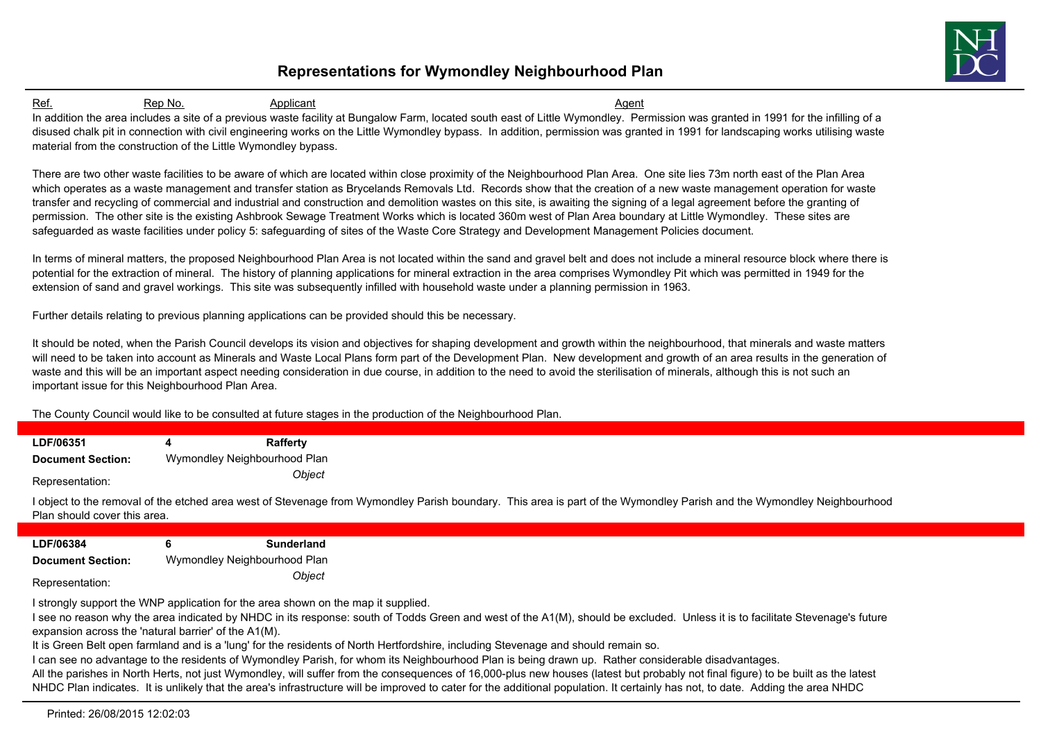Ref. Rep No. Applicant Agent

In addition the area includes a site of a previous waste facility at Bungalow Farm, located south east of Little Wymondley. Permission was granted in 1991 for the infilling of a disused chalk pit in connection with civil engineering works on the Little Wymondley bypass. In addition, permission was granted in 1991 for landscaping works utilising waste material from the construction of the Little Wymondley bypass.

There are two other waste facilities to be aware of which are located within close proximity of the Neighbourhood Plan Area. One site lies 73m north east of the Plan Area which operates as a waste management and transfer station as Brycelands Removals Ltd. Records show that the creation of a new waste management operation for waste transfer and recycling of commercial and industrial and construction and demolition wastes on this site, is awaiting the signing of a legal agreement before the granting of permission. The other site is the existing Ashbrook Sewage Treatment Works which is located 360m west of Plan Area boundary at Little Wymondley. These sites are safeguarded as waste facilities under policy 5: safeguarding of sites of the Waste Core Strategy and Development Management Policies document.

In terms of mineral matters, the proposed Neighbourhood Plan Area is not located within the sand and gravel belt and does not include a mineral resource block where there is potential for the extraction of mineral. The history of planning applications for mineral extraction in the area comprises Wymondley Pit which was permitted in 1949 for the extension of sand and gravel workings. This site was subsequently infilled with household waste under a planning permission in 1963.

Further details relating to previous planning applications can be provided should this be necessary.

It should be noted, when the Parish Council develops its vision and objectives for shaping development and growth within the neighbourhood, that minerals and waste matters will need to be taken into account as Minerals and Waste Local Plans form part of the Development Plan. New development and growth of an area results in the generation of waste and this will be an important aspect needing consideration in due course, in addition to the need to avoid the sterilisation of minerals, although this is not such an important issue for this Neighbourhood Plan Area.

The County Council would like to be consulted at future stages in the production of the Neighbourhood Plan.

---

**LDF/06351** **4** **Rafferty**

**Document Section:** Wymondley Neighbourhood Plan

Representation: *Object*

I object to the removal of the etched area west of Stevenage from Wymondley Parish boundary. This area is part of the Wymondley Parish and the Wymondley Neighbourhood Plan should cover this area.

---

**LDF/06384** **6** **Sunderland**

**Document Section:** Wymondley Neighbourhood Plan

Representation: *Object*

I strongly support the WNP application for the area shown on the map it supplied.

I see no reason why the area indicated by NHDC in its response: south of Todds Green and west of the A1(M), should be excluded. Unless it is to facilitate Stevenage's future expansion across the 'natural barrier' of the A1(M).

It is Green Belt open farmland and is a 'lung' for the residents of North Hertfordshire, including Stevenage and should remain so.

I can see no advantage to the residents of Wymondley Parish, for whom its Neighbourhood Plan is being drawn up. Rather considerable disadvantages.

All the parishes in North Herts, not just Wymondley, will suffer from the consequences of 16,000-plus new houses (latest but probably not final figure) to be built as the latest NHDC Plan indicates. It is unlikely that the area's infrastructure will be improved to cater for the additional population. It certainly has not, to date. Adding the area NHDC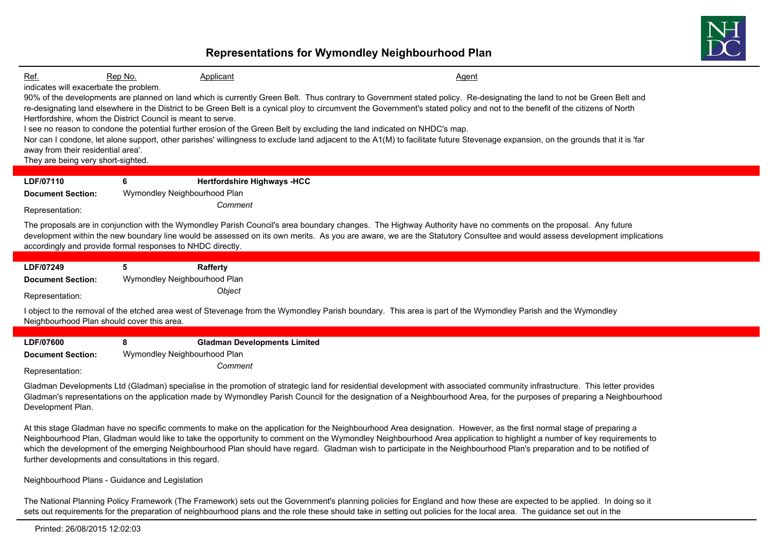indicates will exacerbate the problem.

90% of the developments are planned on land which is currently Green Belt. Thus contrary to Government stated policy. Re-designating the land to not be Green Belt and re-designating land elsewhere in the District to be Green Belt is a cynical ploy to circumvent the Government's stated policy and not to the benefit of the citizens of North Hertfordshire, whom the District Council is meant to serve.

I see no reason to condone the potential further erosion of the Green Belt by excluding the land indicated on NHDC's map.

Nor can I condone, let alone support, other parishes' willingness to exclude land adjacent to the A1(M) to facilitate future Stevenage expansion, on the grounds that it is 'far away from their residential area'.

They are being very short-sighted.

---

**LDF/07110** | **6** | **Hertfordshire Highways -HCC**

**Document Section:** Wymondley Neighbourhood Plan

Representation: *Comment*

The proposals are in conjunction with the Wymondley Parish Council's area boundary changes. The Highway Authority have no comments on the proposal. Any future development within the new boundary line would be assessed on its own merits. As you are aware, we are the Statutory Consultee and would assess development implications accordingly and provide formal responses to NHDC directly.

---

**LDF/07249** | **5** | **Rafferty**

**Document Section:** Wymondley Neighbourhood Plan

Representation: *Object*

I object to the removal of the etched area west of Stevenage from the Wymondley Parish boundary. This area is part of the Wymondley Parish and the Wymondley Neighbourhood Plan should cover this area.

---

**LDF/07600** | **8** | **Gladman Developments Limited**

**Document Section:** Wymondley Neighbourhood Plan

Representation: *Comment*

Gladman Developments Ltd (Gladman) specialise in the promotion of strategic land for residential development with associated community infrastructure. This letter provides Gladman's representations on the application made by Wymondley Parish Council for the designation of a Neighbourhood Area, for the purposes of preparing a Neighbourhood Development Plan.

At this stage Gladman have no specific comments to make on the application for the Neighbourhood Area designation. However, as the first normal stage of preparing a Neighbourhood Plan, Gladman would like to take the opportunity to comment on the Wymondley Neighbourhood Area application to highlight a number of key requirements to which the development of the emerging Neighbourhood Plan should have regard. Gladman wish to participate in the Neighbourhood Plan's preparation and to be notified of further developments and consultations in this regard.

Neighbourhood Plans - Guidance and Legislation

The National Planning Policy Framework (The Framework) sets out the Government's planning policies for England and how these are expected to be applied. In doing so it sets out requirements for the preparation of neighbourhood plans and the role these should take in setting out policies for the local area. The guidance set out in the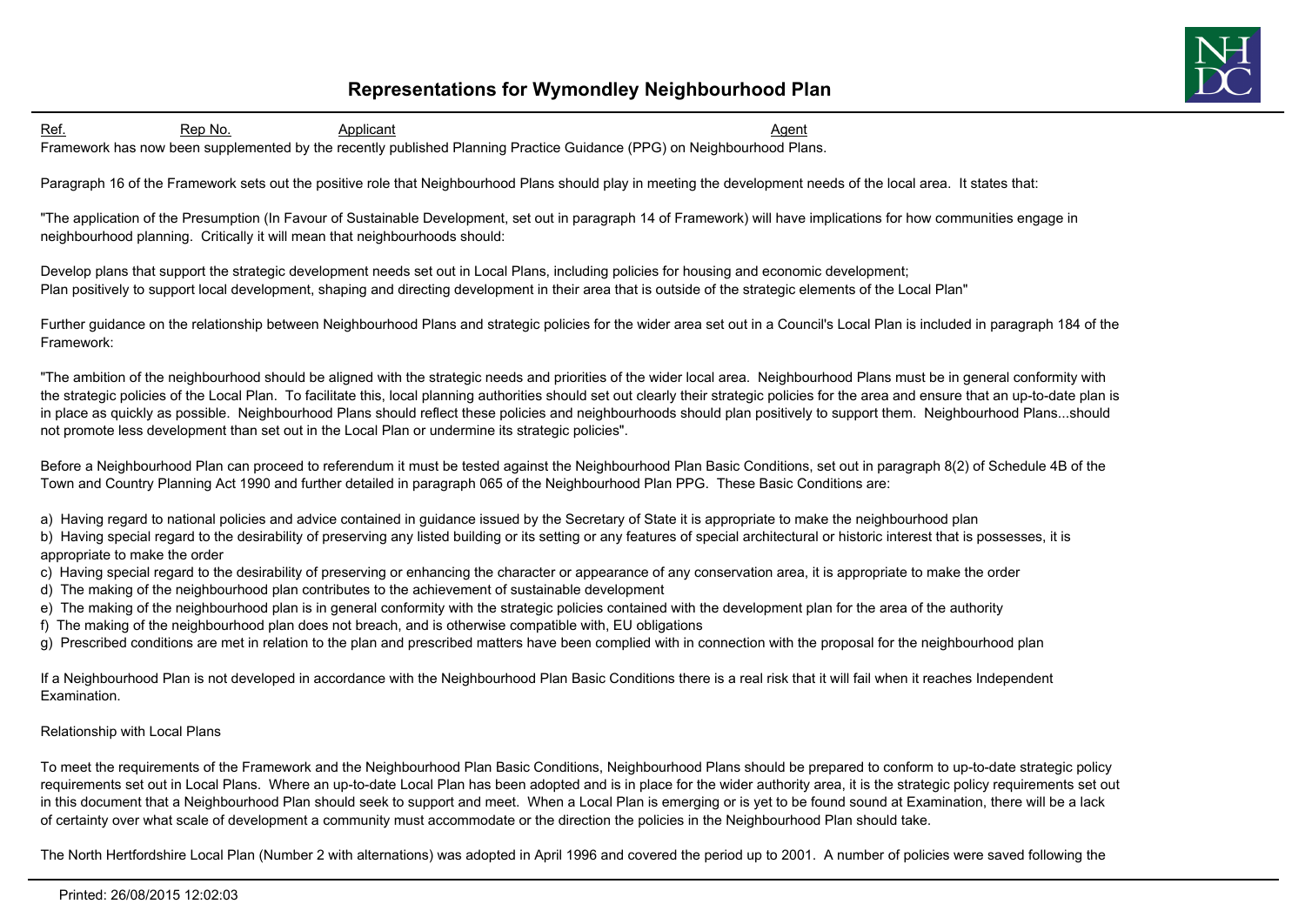Framework has now been supplemented by the recently published Planning Practice Guidance (PPG) on Neighbourhood Plans.

Paragraph 16 of the Framework sets out the positive role that Neighbourhood Plans should play in meeting the development needs of the local area. It states that:

"The application of the Presumption (In Favour of Sustainable Development, set out in paragraph 14 of Framework) will have implications for how communities engage in neighbourhood planning. Critically it will mean that neighbourhoods should:

Develop plans that support the strategic development needs set out in Local Plans, including policies for housing and economic development;
Plan positively to support local development, shaping and directing development in their area that is outside of the strategic elements of the Local Plan"

Further guidance on the relationship between Neighbourhood Plans and strategic policies for the wider area set out in a Council's Local Plan is included in paragraph 184 of the Framework:

"The ambition of the neighbourhood should be aligned with the strategic needs and priorities of the wider local area. Neighbourhood Plans must be in general conformity with the strategic policies of the Local Plan. To facilitate this, local planning authorities should set out clearly their strategic policies for the area and ensure that an up-to-date plan is in place as quickly as possible. Neighbourhood Plans should reflect these policies and neighbourhoods should plan positively to support them. Neighbourhood Plans...should not promote less development than set out in the Local Plan or undermine its strategic policies".

Before a Neighbourhood Plan can proceed to referendum it must be tested against the Neighbourhood Plan Basic Conditions, set out in paragraph 8(2) of Schedule 4B of the Town and Country Planning Act 1990 and further detailed in paragraph 065 of the Neighbourhood Plan PPG. These Basic Conditions are:

a) Having regard to national policies and advice contained in guidance issued by the Secretary of State it is appropriate to make the neighbourhood plan
b) Having special regard to the desirability of preserving any listed building or its setting or any features of special architectural or historic interest that is possesses, it is appropriate to make the order
c) Having special regard to the desirability of preserving or enhancing the character or appearance of any conservation area, it is appropriate to make the order
d) The making of the neighbourhood plan contributes to the achievement of sustainable development
e) The making of the neighbourhood plan is in general conformity with the strategic policies contained with the development plan for the area of the authority
f) The making of the neighbourhood plan does not breach, and is otherwise compatible with, EU obligations
g) Prescribed conditions are met in relation to the plan and prescribed matters have been complied with in connection with the proposal for the neighbourhood plan

If a Neighbourhood Plan is not developed in accordance with the Neighbourhood Plan Basic Conditions there is a real risk that it will fail when it reaches Independent Examination.

Relationship with Local Plans

To meet the requirements of the Framework and the Neighbourhood Plan Basic Conditions, Neighbourhood Plans should be prepared to conform to up-to-date strategic policy requirements set out in Local Plans. Where an up-to-date Local Plan has been adopted and is in place for the wider authority area, it is the strategic policy requirements set out in this document that a Neighbourhood Plan should seek to support and meet. When a Local Plan is emerging or is yet to be found sound at Examination, there will be a lack of certainty over what scale of development a community must accommodate or the direction the policies in the Neighbourhood Plan should take.

The North Hertfordshire Local Plan (Number 2 with alternations) was adopted in April 1996 and covered the period up to 2001. A number of policies were saved following the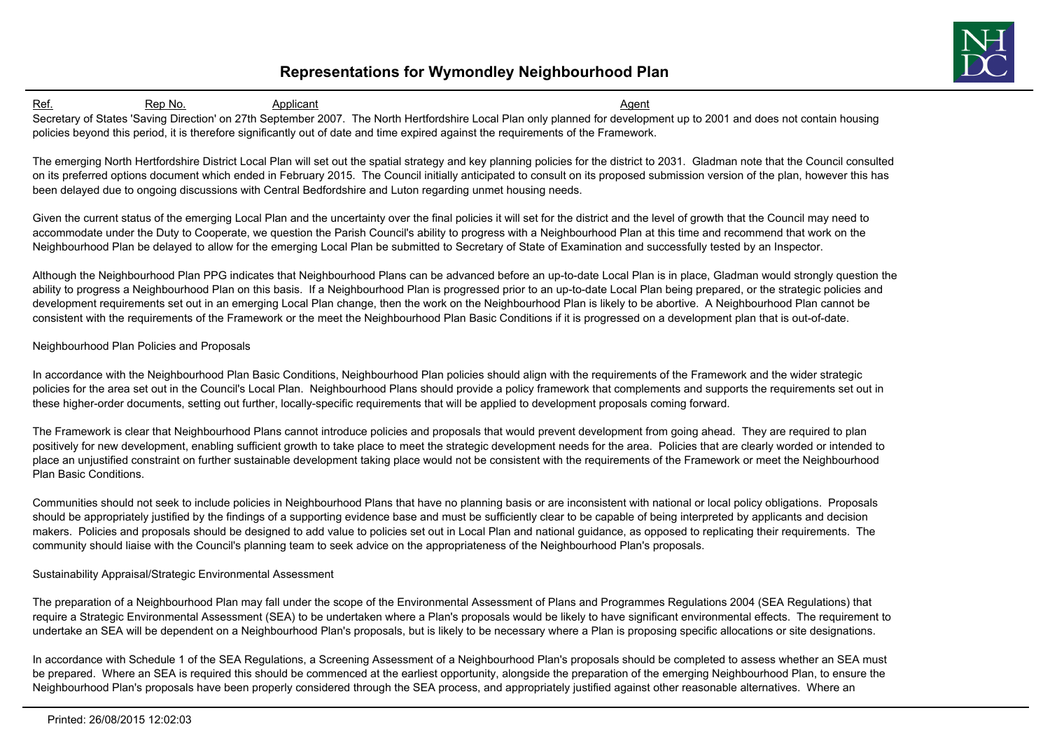Secretary of States 'Saving Direction' on 27th September 2007. The North Hertfordshire Local Plan only planned for development up to 2001 and does not contain housing policies beyond this period, it is therefore significantly out of date and time expired against the requirements of the Framework.

The emerging North Hertfordshire District Local Plan will set out the spatial strategy and key planning policies for the district to 2031. Gladman note that the Council consulted on its preferred options document which ended in February 2015. The Council initially anticipated to consult on its proposed submission version of the plan, however this has been delayed due to ongoing discussions with Central Bedfordshire and Luton regarding unmet housing needs.

Given the current status of the emerging Local Plan and the uncertainty over the final policies it will set for the district and the level of growth that the Council may need to accommodate under the Duty to Cooperate, we question the Parish Council's ability to progress with a Neighbourhood Plan at this time and recommend that work on the Neighbourhood Plan be delayed to allow for the emerging Local Plan be submitted to Secretary of State of Examination and successfully tested by an Inspector.

Although the Neighbourhood Plan PPG indicates that Neighbourhood Plans can be advanced before an up-to-date Local Plan is in place, Gladman would strongly question the ability to progress a Neighbourhood Plan on this basis. If a Neighbourhood Plan is progressed prior to an up-to-date Local Plan being prepared, or the strategic policies and development requirements set out in an emerging Local Plan change, then the work on the Neighbourhood Plan is likely to be abortive. A Neighbourhood Plan cannot be consistent with the requirements of the Framework or the meet the Neighbourhood Plan Basic Conditions if it is progressed on a development plan that is out-of-date.

Neighbourhood Plan Policies and Proposals

In accordance with the Neighbourhood Plan Basic Conditions, Neighbourhood Plan policies should align with the requirements of the Framework and the wider strategic policies for the area set out in the Council's Local Plan. Neighbourhood Plans should provide a policy framework that complements and supports the requirements set out in these higher-order documents, setting out further, locally-specific requirements that will be applied to development proposals coming forward.

The Framework is clear that Neighbourhood Plans cannot introduce policies and proposals that would prevent development from going ahead. They are required to plan positively for new development, enabling sufficient growth to take place to meet the strategic development needs for the area. Policies that are clearly worded or intended to place an unjustified constraint on further sustainable development taking place would not be consistent with the requirements of the Framework or meet the Neighbourhood Plan Basic Conditions.

Communities should not seek to include policies in Neighbourhood Plans that have no planning basis or are inconsistent with national or local policy obligations. Proposals should be appropriately justified by the findings of a supporting evidence base and must be sufficiently clear to be capable of being interpreted by applicants and decision makers. Policies and proposals should be designed to add value to policies set out in Local Plan and national guidance, as opposed to replicating their requirements. The community should liaise with the Council's planning team to seek advice on the appropriateness of the Neighbourhood Plan's proposals.

Sustainability Appraisal/Strategic Environmental Assessment

The preparation of a Neighbourhood Plan may fall under the scope of the Environmental Assessment of Plans and Programmes Regulations 2004 (SEA Regulations) that require a Strategic Environmental Assessment (SEA) to be undertaken where a Plan's proposals would be likely to have significant environmental effects. The requirement to undertake an SEA will be dependent on a Neighbourhood Plan's proposals, but is likely to be necessary where a Plan is proposing specific allocations or site designations.

In accordance with Schedule 1 of the SEA Regulations, a Screening Assessment of a Neighbourhood Plan's proposals should be completed to assess whether an SEA must be prepared. Where an SEA is required this should be commenced at the earliest opportunity, alongside the preparation of the emerging Neighbourhood Plan, to ensure the Neighbourhood Plan's proposals have been properly considered through the SEA process, and appropriately justified against other reasonable alternatives. Where an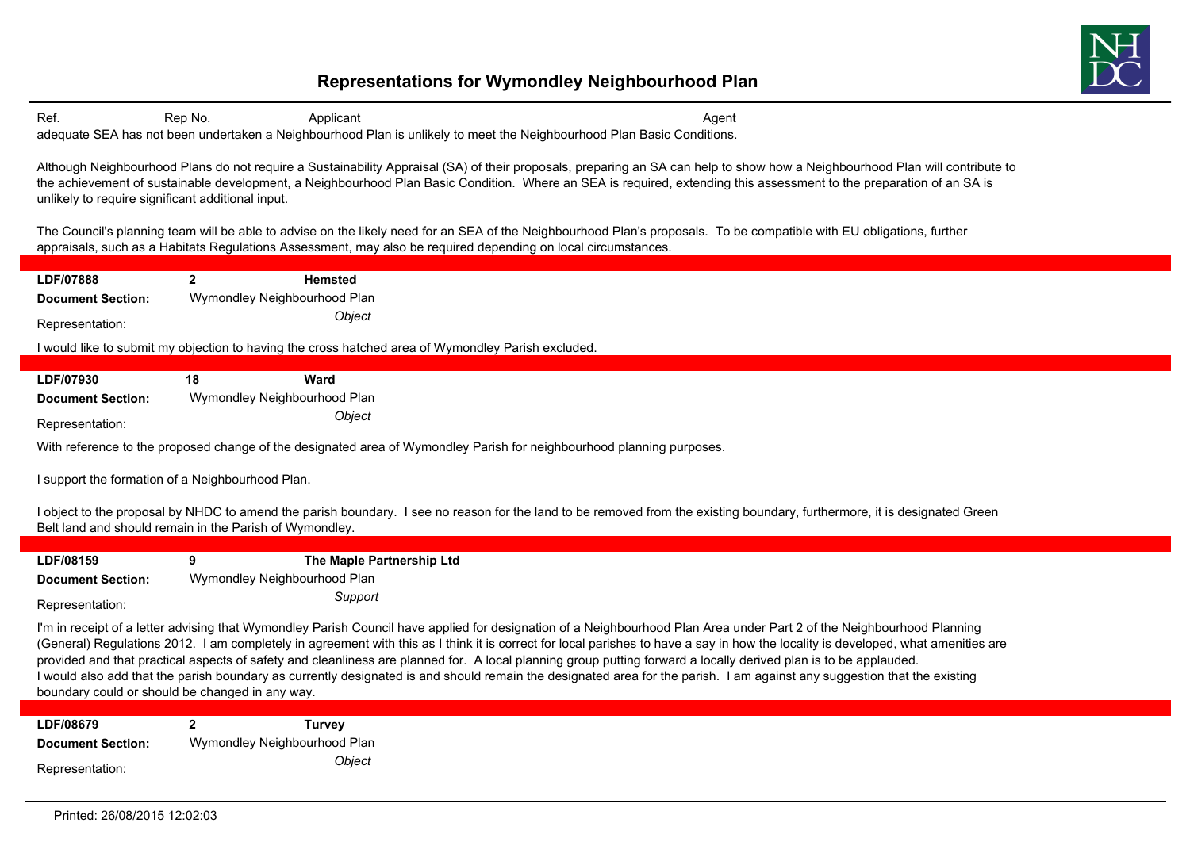adequate SEA has not been undertaken a Neighbourhood Plan is unlikely to meet the Neighbourhood Plan Basic Conditions.

Although Neighbourhood Plans do not require a Sustainability Appraisal (SA) of their proposals, preparing an SA can help to show how a Neighbourhood Plan will contribute to the achievement of sustainable development, a Neighbourhood Plan Basic Condition. Where an SEA is required, extending this assessment to the preparation of an SA is unlikely to require significant additional input.

The Council's planning team will be able to advise on the likely need for an SEA of the Neighbourhood Plan's proposals. To be compatible with EU obligations, further appraisals, such as a Habitats Regulations Assessment, may also be required depending on local circumstances.

---

**LDF/07888** | **2** | **Hemsted**

**Document Section:** Wymondley Neighbourhood Plan

Representation: *Object*

I would like to submit my objection to having the cross hatched area of Wymondley Parish excluded.

---

**LDF/07930** | **18** | **Ward**

**Document Section:** Wymondley Neighbourhood Plan

Representation: *Object*

With reference to the proposed change of the designated area of Wymondley Parish for neighbourhood planning purposes.

I support the formation of a Neighbourhood Plan.

I object to the proposal by NHDC to amend the parish boundary. I see no reason for the land to be removed from the existing boundary, furthermore, it is designated Green Belt land and should remain in the Parish of Wymondley.

---

**LDF/08159** | **9** | **The Maple Partnership Ltd**

**Document Section:** Wymondley Neighbourhood Plan

Representation: *Support*

I'm in receipt of a letter advising that Wymondley Parish Council have applied for designation of a Neighbourhood Plan Area under Part 2 of the Neighbourhood Planning (General) Regulations 2012. I am completely in agreement with this as I think it is correct for local parishes to have a say in how the locality is developed, what amenities are provided and that practical aspects of safety and cleanliness are planned for. A local planning group putting forward a locally derived plan is to be applauded.
I would also add that the parish boundary as currently designated is and should remain the designated area for the parish. I am against any suggestion that the existing boundary could or should be changed in any way.

---

**LDF/08679** | **2** | **Turvey**

**Document Section:** Wymondley Neighbourhood Plan

Representation: *Object*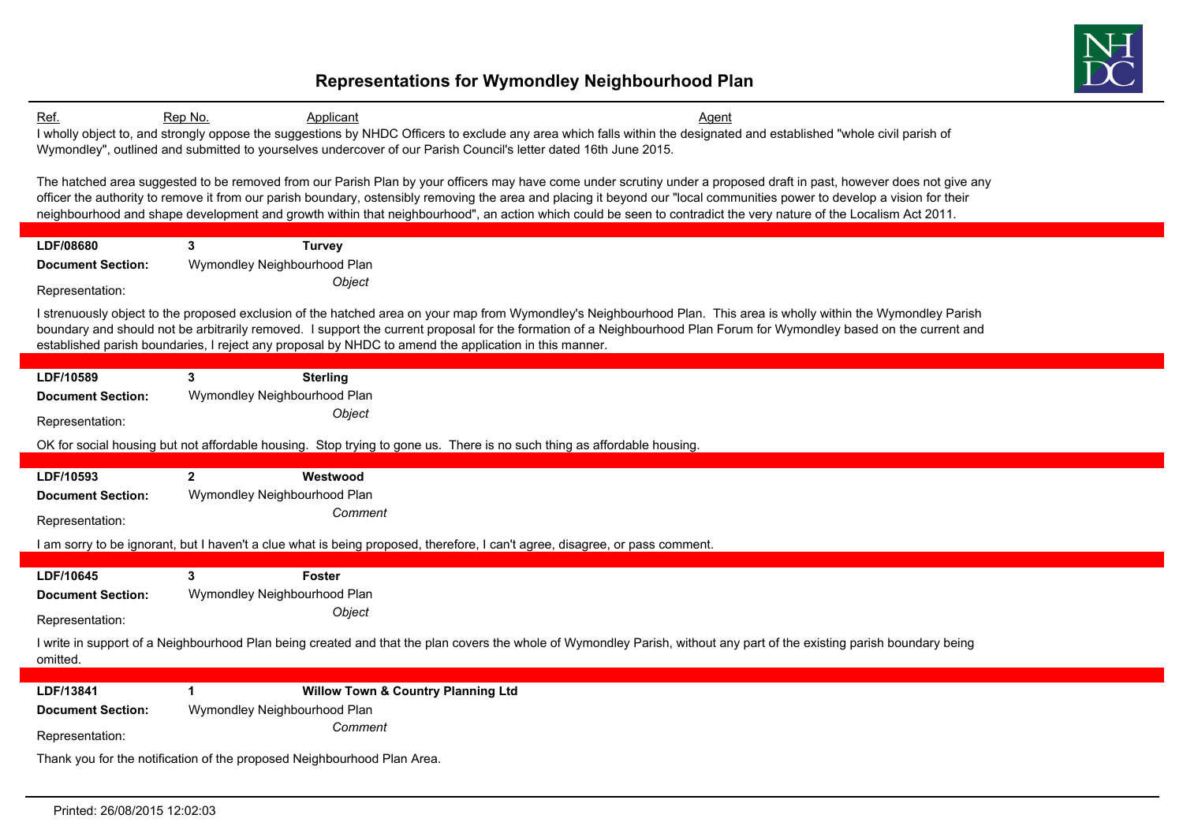# Representations for Wymondley Neighbourhood Plan

Ref. Rep No. Applicant Agent

I wholly object to, and strongly oppose the suggestions by NHDC Officers to exclude any area which falls within the designated and established "whole civil parish of Wymondley", outlined and submitted to yourselves undercover of our Parish Council's letter dated 16th June 2015.

The hatched area suggested to be removed from our Parish Plan by your officers may have come under scrutiny under a proposed draft in past, however does not give any officer the authority to remove it from our parish boundary, ostensibly removing the area and placing it beyond our "local communities power to develop a vision for their neighbourhood and shape development and growth within that neighbourhood", an action which could be seen to contradict the very nature of the Localism Act 2011.

---

**LDF/08680** **3** **Turvey**

**Document Section:** Wymondley Neighbourhood Plan

Representation: *Object*

I strenuously object to the proposed exclusion of the hatched area on your map from Wymondley's Neighbourhood Plan. This area is wholly within the Wymondley Parish boundary and should not be arbitrarily removed. I support the current proposal for the formation of a Neighbourhood Plan Forum for Wymondley based on the current and established parish boundaries, I reject any proposal by NHDC to amend the application in this manner.

---

**LDF/10589** **3** **Sterling**

**Document Section:** Wymondley Neighbourhood Plan

Representation: *Object*

OK for social housing but not affordable housing. Stop trying to gone us. There is no such thing as affordable housing.

---

**LDF/10593** **2** **Westwood**

**Document Section:** Wymondley Neighbourhood Plan

Representation: *Comment*

I am sorry to be ignorant, but I haven't a clue what is being proposed, therefore, I can't agree, disagree, or pass comment.

---

**LDF/10645** **3** **Foster**

**Document Section:** Wymondley Neighbourhood Plan

Representation: *Object*

I write in support of a Neighbourhood Plan being created and that the plan covers the whole of Wymondley Parish, without any part of the existing parish boundary being omitted.

---

**LDF/13841** **1** **Willow Town & Country Planning Ltd**

**Document Section:** Wymondley Neighbourhood Plan

Representation: *Comment*

Thank you for the notification of the proposed Neighbourhood Plan Area.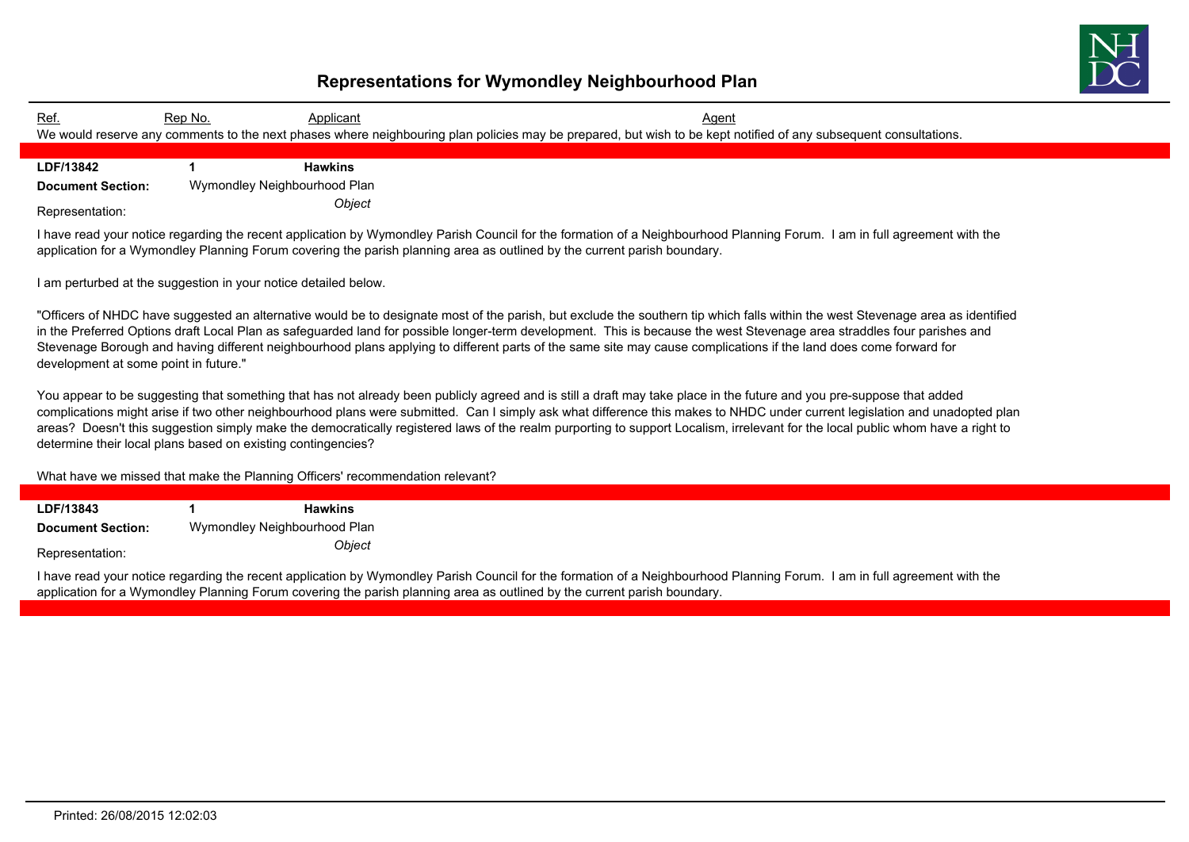# Representations for Wymondley Neighbourhood Plan

| Ref. | Rep No. | Applicant | Agent |
|---|---|---|---|

We would reserve any comments to the next phases where neighbouring plan policies may be prepared, but wish to be kept notified of any subsequent consultations.

---

**LDF/13842** **1** **Hawkins**

**Document Section:** Wymondley Neighbourhood Plan

Representation: *Object*

I have read your notice regarding the recent application by Wymondley Parish Council for the formation of a Neighbourhood Planning Forum. I am in full agreement with the application for a Wymondley Planning Forum covering the parish planning area as outlined by the current parish boundary.

I am perturbed at the suggestion in your notice detailed below.

"Officers of NHDC have suggested an alternative would be to designate most of the parish, but exclude the southern tip which falls within the west Stevenage area as identified in the Preferred Options draft Local Plan as safeguarded land for possible longer-term development. This is because the west Stevenage area straddles four parishes and Stevenage Borough and having different neighbourhood plans applying to different parts of the same site may cause complications if the land does come forward for development at some point in future."

You appear to be suggesting that something that has not already been publicly agreed and is still a draft may take place in the future and you pre-suppose that added complications might arise if two other neighbourhood plans were submitted. Can I simply ask what difference this makes to NHDC under current legislation and unadopted plan areas? Doesn't this suggestion simply make the democratically registered laws of the realm purporting to support Localism, irrelevant for the local public whom have a right to determine their local plans based on existing contingencies?

What have we missed that make the Planning Officers' recommendation relevant?

---

**LDF/13843** **1** **Hawkins**

**Document Section:** Wymondley Neighbourhood Plan

Representation: *Object*

I have read your notice regarding the recent application by Wymondley Parish Council for the formation of a Neighbourhood Planning Forum. I am in full agreement with the application for a Wymondley Planning Forum covering the parish planning area as outlined by the current parish boundary.

---

Printed: 26/08/2015 12:02:03